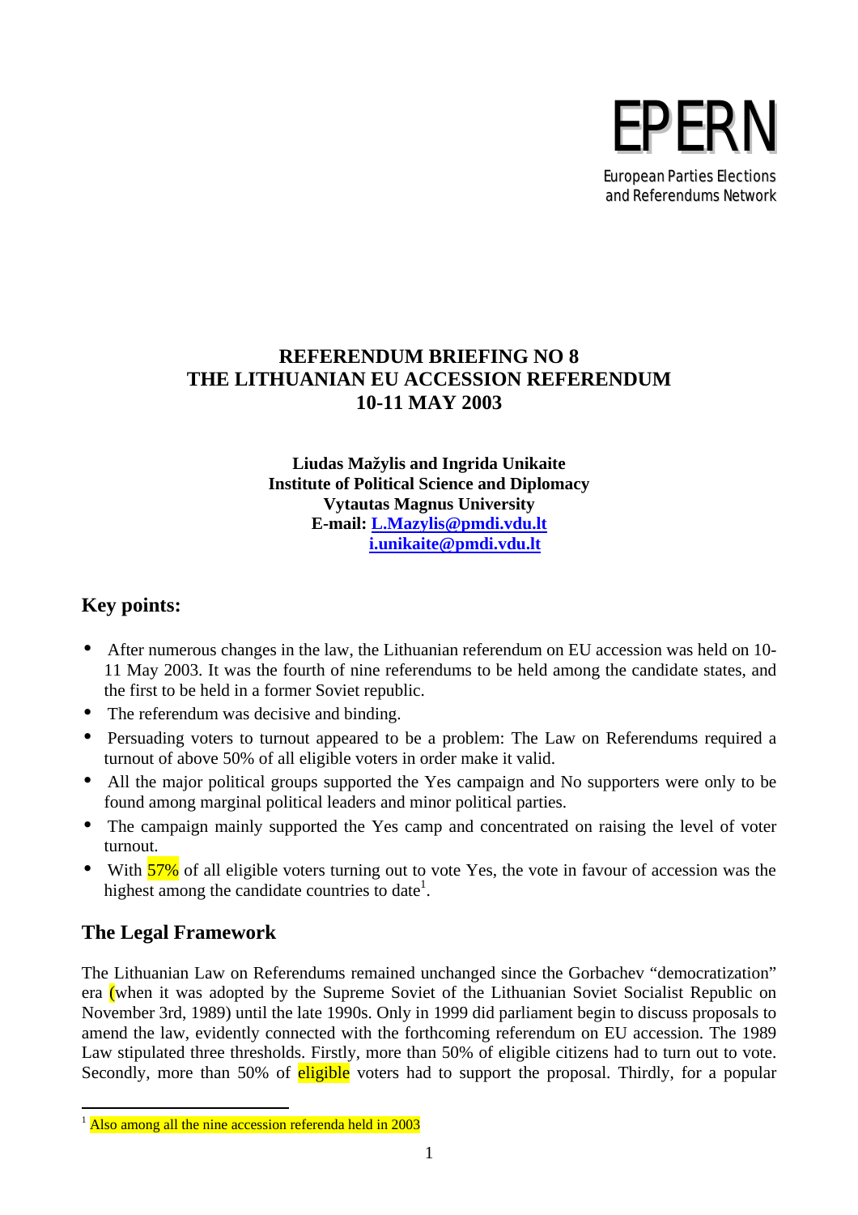EPERN

European Parties Elections and Referendums Network

# REFERENDUM BRIEFING NO 8
# THE LITHUANIAN EU ACCESSION REFERENDUM
# 10-11 MAY 2003

**Liudas Mažylis and Ingrida Unikaite**
**Institute of Political Science and Diplomacy**
**Vytautas Magnus University**
**E-mail: L.Mazylis@pmdi.vdu.lt**
**i.unikaite@pmdi.vdu.lt**

## Key points:

- After numerous changes in the law, the Lithuanian referendum on EU accession was held on 10-11 May 2003. It was the fourth of nine referendums to be held among the candidate states, and the first to be held in a former Soviet republic.
- The referendum was decisive and binding.
- Persuading voters to turnout appeared to be a problem: The Law on Referendums required a turnout of above 50% of all eligible voters in order make it valid.
- All the major political groups supported the Yes campaign and No supporters were only to be found among marginal political leaders and minor political parties.
- The campaign mainly supported the Yes camp and concentrated on raising the level of voter turnout.
- With 57% of all eligible voters turning out to vote Yes, the vote in favour of accession was the highest among the candidate countries to date[1].

## The Legal Framework

The Lithuanian Law on Referendums remained unchanged since the Gorbachev "democratization" era (when it was adopted by the Supreme Soviet of the Lithuanian Soviet Socialist Republic on November 3rd, 1989) until the late 1990s. Only in 1999 did parliament begin to discuss proposals to amend the law, evidently connected with the forthcoming referendum on EU accession. The 1989 Law stipulated three thresholds. Firstly, more than 50% of eligible citizens had to turn out to vote. Secondly, more than 50% of eligible voters had to support the proposal. Thirdly, for a popular

[1] Also among all the nine accession referenda held in 2003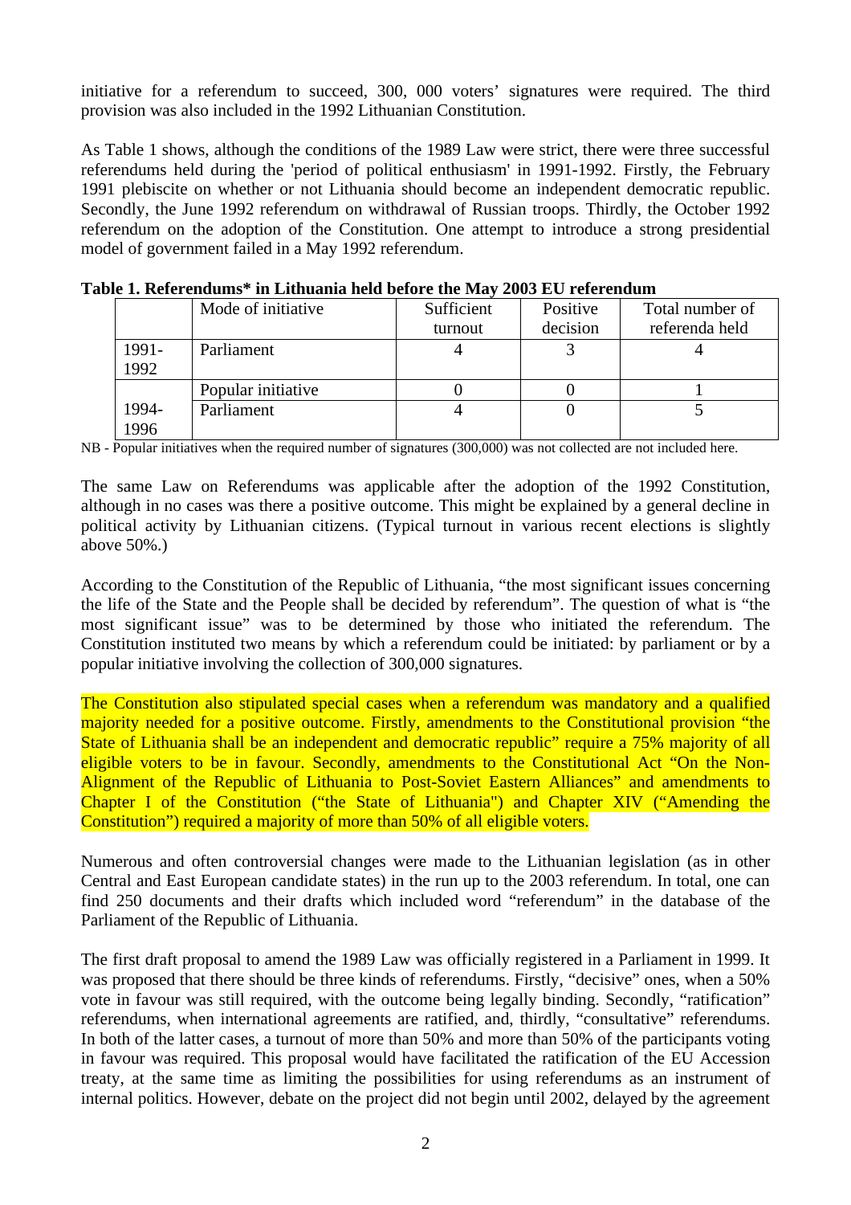initiative for a referendum to succeed, 300, 000 voters' signatures were required. The third provision was also included in the 1992 Lithuanian Constitution.

As Table 1 shows, although the conditions of the 1989 Law were strict, there were three successful referendums held during the 'period of political enthusiasm' in 1991-1992. Firstly, the February 1991 plebiscite on whether or not Lithuania should become an independent democratic republic. Secondly, the June 1992 referendum on withdrawal of Russian troops. Thirdly, the October 1992 referendum on the adoption of the Constitution. One attempt to introduce a strong presidential model of government failed in a May 1992 referendum.

**Table 1. Referendums* in Lithuania held before the May 2003 EU referendum**

| | Mode of initiative | Sufficient turnout | Positive decision | Total number of referenda held |
|---|---|---|---|---|
| 1991-1992 | Parliament | 4 | 3 | 4 |
| 1994-1996 | Popular initiative | 0 | 0 | 1 |
| | Parliament | 4 | 0 | 5 |

NB - Popular initiatives when the required number of signatures (300,000) was not collected are not included here.

The same Law on Referendums was applicable after the adoption of the 1992 Constitution, although in no cases was there a positive outcome. This might be explained by a general decline in political activity by Lithuanian citizens. (Typical turnout in various recent elections is slightly above 50%.)

According to the Constitution of the Republic of Lithuania, "the most significant issues concerning the life of the State and the People shall be decided by referendum". The question of what is "the most significant issue" was to be determined by those who initiated the referendum. The Constitution instituted two means by which a referendum could be initiated: by parliament or by a popular initiative involving the collection of 300,000 signatures.

The Constitution also stipulated special cases when a referendum was mandatory and a qualified majority needed for a positive outcome. Firstly, amendments to the Constitutional provision "the State of Lithuania shall be an independent and democratic republic" require a 75% majority of all eligible voters to be in favour. Secondly, amendments to the Constitutional Act "On the Non-Alignment of the Republic of Lithuania to Post-Soviet Eastern Alliances" and amendments to Chapter I of the Constitution ("the State of Lithuania") and Chapter XIV ("Amending the Constitution") required a majority of more than 50% of all eligible voters.

Numerous and often controversial changes were made to the Lithuanian legislation (as in other Central and East European candidate states) in the run up to the 2003 referendum. In total, one can find 250 documents and their drafts which included word "referendum" in the database of the Parliament of the Republic of Lithuania.

The first draft proposal to amend the 1989 Law was officially registered in a Parliament in 1999. It was proposed that there should be three kinds of referendums. Firstly, "decisive" ones, when a 50% vote in favour was still required, with the outcome being legally binding. Secondly, "ratification" referendums, when international agreements are ratified, and, thirdly, "consultative" referendums. In both of the latter cases, a turnout of more than 50% and more than 50% of the participants voting in favour was required. This proposal would have facilitated the ratification of the EU Accession treaty, at the same time as limiting the possibilities for using referendums as an instrument of internal politics. However, debate on the project did not begin until 2002, delayed by the agreement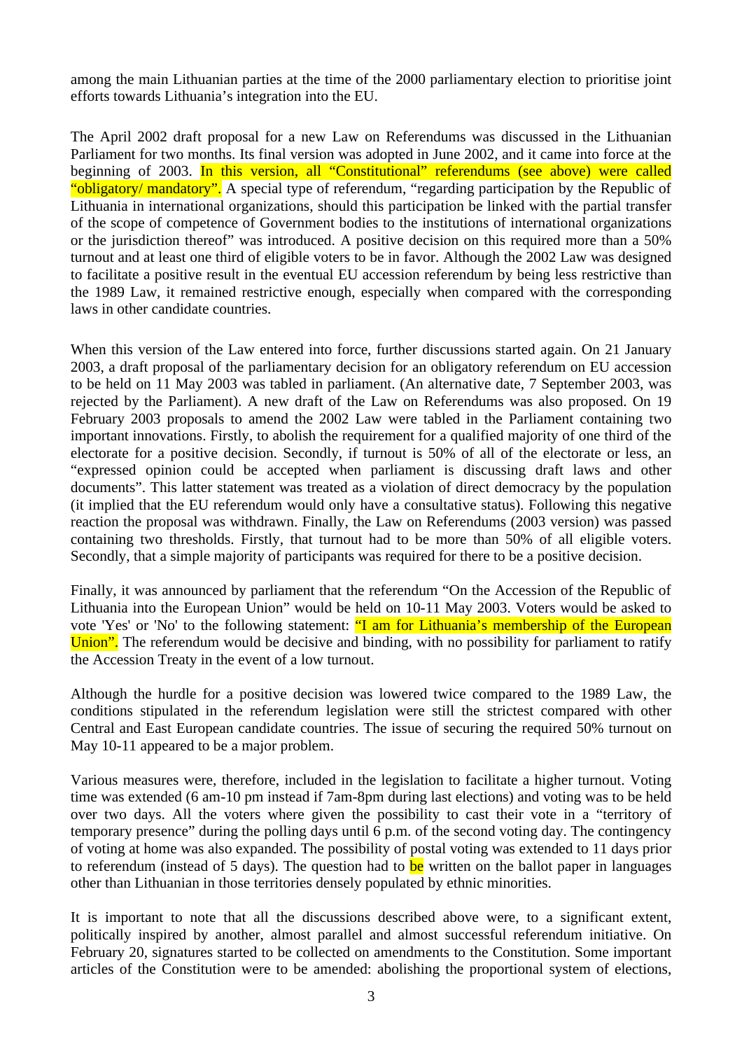among the main Lithuanian parties at the time of the 2000 parliamentary election to prioritise joint efforts towards Lithuania's integration into the EU.

The April 2002 draft proposal for a new Law on Referendums was discussed in the Lithuanian Parliament for two months. Its final version was adopted in June 2002, and it came into force at the beginning of 2003. In this version, all "Constitutional" referendums (see above) were called "obligatory/ mandatory". A special type of referendum, "regarding participation by the Republic of Lithuania in international organizations, should this participation be linked with the partial transfer of the scope of competence of Government bodies to the institutions of international organizations or the jurisdiction thereof" was introduced. A positive decision on this required more than a 50% turnout and at least one third of eligible voters to be in favor. Although the 2002 Law was designed to facilitate a positive result in the eventual EU accession referendum by being less restrictive than the 1989 Law, it remained restrictive enough, especially when compared with the corresponding laws in other candidate countries.

When this version of the Law entered into force, further discussions started again. On 21 January 2003, a draft proposal of the parliamentary decision for an obligatory referendum on EU accession to be held on 11 May 2003 was tabled in parliament. (An alternative date, 7 September 2003, was rejected by the Parliament). A new draft of the Law on Referendums was also proposed. On 19 February 2003 proposals to amend the 2002 Law were tabled in the Parliament containing two important innovations. Firstly, to abolish the requirement for a qualified majority of one third of the electorate for a positive decision. Secondly, if turnout is 50% of all of the electorate or less, an "expressed opinion could be accepted when parliament is discussing draft laws and other documents". This latter statement was treated as a violation of direct democracy by the population (it implied that the EU referendum would only have a consultative status). Following this negative reaction the proposal was withdrawn. Finally, the Law on Referendums (2003 version) was passed containing two thresholds. Firstly, that turnout had to be more than 50% of all eligible voters. Secondly, that a simple majority of participants was required for there to be a positive decision.

Finally, it was announced by parliament that the referendum "On the Accession of the Republic of Lithuania into the European Union" would be held on 10-11 May 2003. Voters would be asked to vote 'Yes' or 'No' to the following statement: "I am for Lithuania's membership of the European Union". The referendum would be decisive and binding, with no possibility for parliament to ratify the Accession Treaty in the event of a low turnout.

Although the hurdle for a positive decision was lowered twice compared to the 1989 Law, the conditions stipulated in the referendum legislation were still the strictest compared with other Central and East European candidate countries. The issue of securing the required 50% turnout on May 10-11 appeared to be a major problem.

Various measures were, therefore, included in the legislation to facilitate a higher turnout. Voting time was extended (6 am-10 pm instead if 7am-8pm during last elections) and voting was to be held over two days. All the voters where given the possibility to cast their vote in a "territory of temporary presence" during the polling days until 6 p.m. of the second voting day. The contingency of voting at home was also expanded. The possibility of postal voting was extended to 11 days prior to referendum (instead of 5 days). The question had to be written on the ballot paper in languages other than Lithuanian in those territories densely populated by ethnic minorities.

It is important to note that all the discussions described above were, to a significant extent, politically inspired by another, almost parallel and almost successful referendum initiative. On February 20, signatures started to be collected on amendments to the Constitution. Some important articles of the Constitution were to be amended: abolishing the proportional system of elections,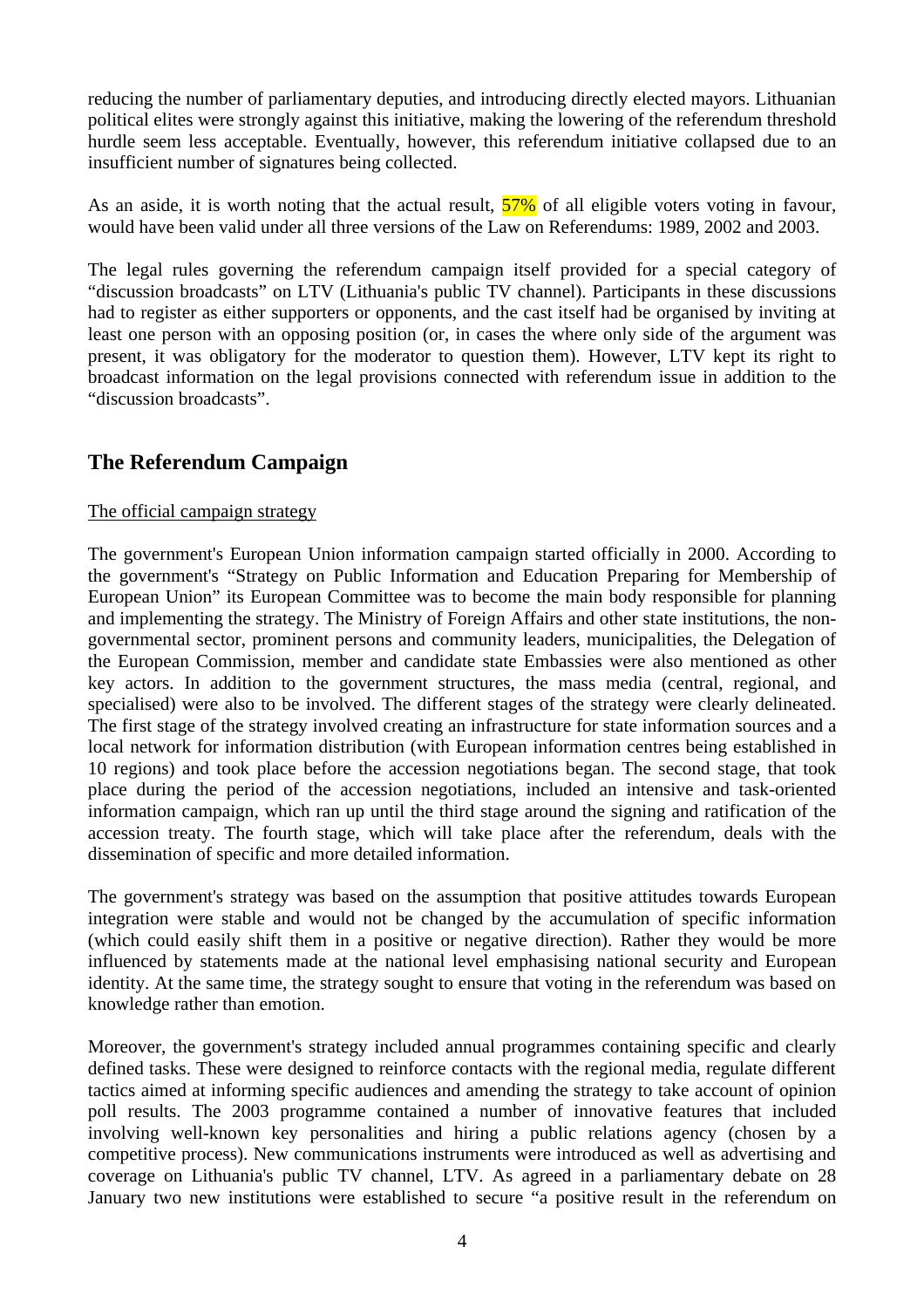reducing the number of parliamentary deputies, and introducing directly elected mayors. Lithuanian political elites were strongly against this initiative, making the lowering of the referendum threshold hurdle seem less acceptable. Eventually, however, this referendum initiative collapsed due to an insufficient number of signatures being collected.

As an aside, it is worth noting that the actual result, 57% of all eligible voters voting in favour, would have been valid under all three versions of the Law on Referendums: 1989, 2002 and 2003.

The legal rules governing the referendum campaign itself provided for a special category of "discussion broadcasts" on LTV (Lithuania's public TV channel). Participants in these discussions had to register as either supporters or opponents, and the cast itself had be organised by inviting at least one person with an opposing position (or, in cases the where only side of the argument was present, it was obligatory for the moderator to question them). However, LTV kept its right to broadcast information on the legal provisions connected with referendum issue in addition to the "discussion broadcasts".

## The Referendum Campaign

The official campaign strategy

The government's European Union information campaign started officially in 2000. According to the government's "Strategy on Public Information and Education Preparing for Membership of European Union" its European Committee was to become the main body responsible for planning and implementing the strategy. The Ministry of Foreign Affairs and other state institutions, the non-governmental sector, prominent persons and community leaders, municipalities, the Delegation of the European Commission, member and candidate state Embassies were also mentioned as other key actors. In addition to the government structures, the mass media (central, regional, and specialised) were also to be involved. The different stages of the strategy were clearly delineated. The first stage of the strategy involved creating an infrastructure for state information sources and a local network for information distribution (with European information centres being established in 10 regions) and took place before the accession negotiations began. The second stage, that took place during the period of the accession negotiations, included an intensive and task-oriented information campaign, which ran up until the third stage around the signing and ratification of the accession treaty. The fourth stage, which will take place after the referendum, deals with the dissemination of specific and more detailed information.

The government's strategy was based on the assumption that positive attitudes towards European integration were stable and would not be changed by the accumulation of specific information (which could easily shift them in a positive or negative direction). Rather they would be more influenced by statements made at the national level emphasising national security and European identity. At the same time, the strategy sought to ensure that voting in the referendum was based on knowledge rather than emotion.

Moreover, the government's strategy included annual programmes containing specific and clearly defined tasks. These were designed to reinforce contacts with the regional media, regulate different tactics aimed at informing specific audiences and amending the strategy to take account of opinion poll results. The 2003 programme contained a number of innovative features that included involving well-known key personalities and hiring a public relations agency (chosen by a competitive process). New communications instruments were introduced as well as advertising and coverage on Lithuania's public TV channel, LTV. As agreed in a parliamentary debate on 28 January two new institutions were established to secure "a positive result in the referendum on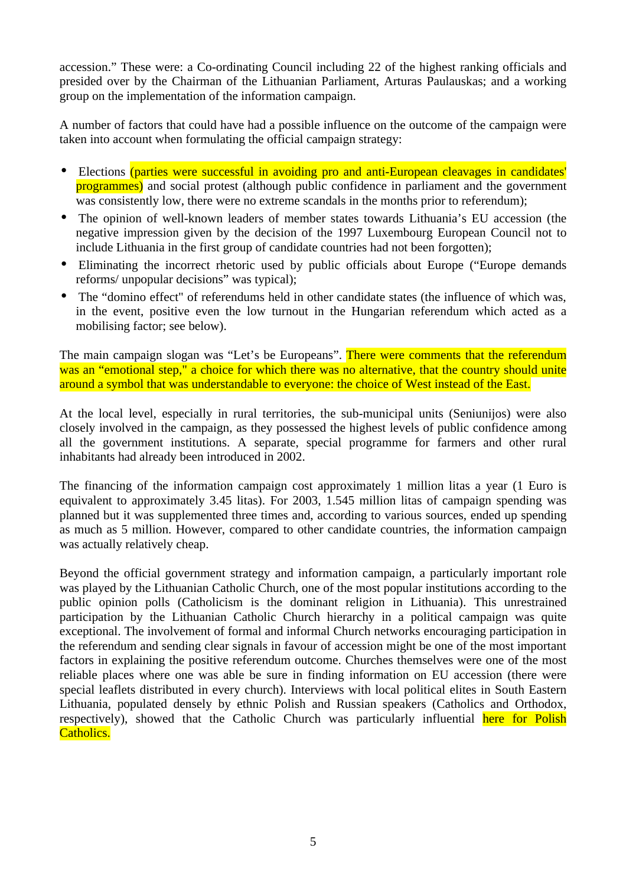accession." These were: a Co-ordinating Council including 22 of the highest ranking officials and presided over by the Chairman of the Lithuanian Parliament, Arturas Paulauskas; and a working group on the implementation of the information campaign.

A number of factors that could have had a possible influence on the outcome of the campaign were taken into account when formulating the official campaign strategy:

- Elections (parties were successful in avoiding pro and anti-European cleavages in candidates' programmes) and social protest (although public confidence in parliament and the government was consistently low, there were no extreme scandals in the months prior to referendum);
- The opinion of well-known leaders of member states towards Lithuania's EU accession (the negative impression given by the decision of the 1997 Luxembourg European Council not to include Lithuania in the first group of candidate countries had not been forgotten);
- Eliminating the incorrect rhetoric used by public officials about Europe ("Europe demands reforms/ unpopular decisions" was typical);
- The "domino effect" of referendums held in other candidate states (the influence of which was, in the event, positive even the low turnout in the Hungarian referendum which acted as a mobilising factor; see below).

The main campaign slogan was "Let's be Europeans". There were comments that the referendum was an "emotional step," a choice for which there was no alternative, that the country should unite around a symbol that was understandable to everyone: the choice of West instead of the East.

At the local level, especially in rural territories, the sub-municipal units (Seniunijos) were also closely involved in the campaign, as they possessed the highest levels of public confidence among all the government institutions. A separate, special programme for farmers and other rural inhabitants had already been introduced in 2002.

The financing of the information campaign cost approximately 1 million litas a year (1 Euro is equivalent to approximately 3.45 litas). For 2003, 1.545 million litas of campaign spending was planned but it was supplemented three times and, according to various sources, ended up spending as much as 5 million. However, compared to other candidate countries, the information campaign was actually relatively cheap.

Beyond the official government strategy and information campaign, a particularly important role was played by the Lithuanian Catholic Church, one of the most popular institutions according to the public opinion polls (Catholicism is the dominant religion in Lithuania). This unrestrained participation by the Lithuanian Catholic Church hierarchy in a political campaign was quite exceptional. The involvement of formal and informal Church networks encouraging participation in the referendum and sending clear signals in favour of accession might be one of the most important factors in explaining the positive referendum outcome. Churches themselves were one of the most reliable places where one was able be sure in finding information on EU accession (there were special leaflets distributed in every church). Interviews with local political elites in South Eastern Lithuania, populated densely by ethnic Polish and Russian speakers (Catholics and Orthodox, respectively), showed that the Catholic Church was particularly influential here for Polish Catholics.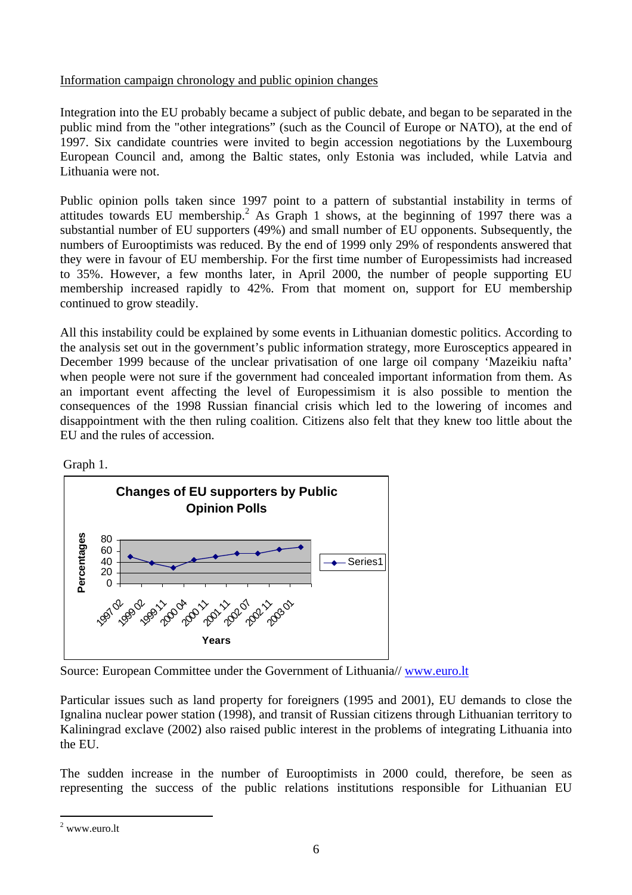Information campaign chronology and public opinion changes

Integration into the EU probably became a subject of public debate, and began to be separated in the public mind from the "other integrations” (such as the Council of Europe or NATO), at the end of 1997. Six candidate countries were invited to begin accession negotiations by the Luxembourg European Council and, among the Baltic states, only Estonia was included, while Latvia and Lithuania were not.

Public opinion polls taken since 1997 point to a pattern of substantial instability in terms of attitudes towards EU membership.[2] As Graph 1 shows, at the beginning of 1997 there was a substantial number of EU supporters (49%) and small number of EU opponents. Subsequently, the numbers of Eurooptimists was reduced. By the end of 1999 only 29% of respondents answered that they were in favour of EU membership. For the first time number of Europessimists had increased to 35%. However, a few months later, in April 2000, the number of people supporting EU membership increased rapidly to 42%. From that moment on, support for EU membership continued to grow steadily.

All this instability could be explained by some events in Lithuanian domestic politics. According to the analysis set out in the government’s public information strategy, more Eurosceptics appeared in December 1999 because of the unclear privatisation of one large oil company ‘Mazeikiu nafta’ when people were not sure if the government had concealed important information from them. As an important event affecting the level of Europessimism it is also possible to mention the consequences of the 1998 Russian financial crisis which led to the lowering of incomes and disappointment with the then ruling coalition. Citizens also felt that they knew too little about the EU and the rules of accession.

Graph 1.

**Changes of EU supporters by Public Opinion Polls**

Percentages (0–80) by Years: 1997 02, 1999 02, 1999 11, 2000 04, 2000 11, 2001 11, 2002 07, 2002 11, 2003 01 — Series1

Source: European Committee under the Government of Lithuania// www.euro.lt

Particular issues such as land property for foreigners (1995 and 2001), EU demands to close the Ignalina nuclear power station (1998), and transit of Russian citizens through Lithuanian territory to Kaliningrad exclave (2002) also raised public interest in the problems of integrating Lithuania into the EU.

The sudden increase in the number of Eurooptimists in 2000 could, therefore, be seen as representing the success of the public relations institutions responsible for Lithuanian EU

[2] www.euro.lt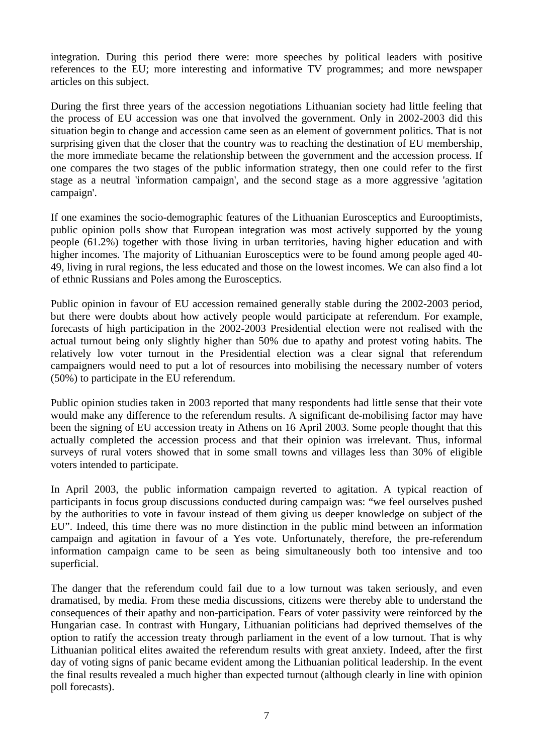integration. During this period there were: more speeches by political leaders with positive references to the EU; more interesting and informative TV programmes; and more newspaper articles on this subject.

During the first three years of the accession negotiations Lithuanian society had little feeling that the process of EU accession was one that involved the government. Only in 2002-2003 did this situation begin to change and accession came seen as an element of government politics. That is not surprising given that the closer that the country was to reaching the destination of EU membership, the more immediate became the relationship between the government and the accession process. If one compares the two stages of the public information strategy, then one could refer to the first stage as a neutral 'information campaign', and the second stage as a more aggressive 'agitation campaign'.

If one examines the socio-demographic features of the Lithuanian Eurosceptics and Eurooptimists, public opinion polls show that European integration was most actively supported by the young people (61.2%) together with those living in urban territories, having higher education and with higher incomes. The majority of Lithuanian Eurosceptics were to be found among people aged 40-49, living in rural regions, the less educated and those on the lowest incomes. We can also find a lot of ethnic Russians and Poles among the Eurosceptics.

Public opinion in favour of EU accession remained generally stable during the 2002-2003 period, but there were doubts about how actively people would participate at referendum. For example, forecasts of high participation in the 2002-2003 Presidential election were not realised with the actual turnout being only slightly higher than 50% due to apathy and protest voting habits. The relatively low voter turnout in the Presidential election was a clear signal that referendum campaigners would need to put a lot of resources into mobilising the necessary number of voters (50%) to participate in the EU referendum.

Public opinion studies taken in 2003 reported that many respondents had little sense that their vote would make any difference to the referendum results. A significant de-mobilising factor may have been the signing of EU accession treaty in Athens on 16 April 2003. Some people thought that this actually completed the accession process and that their opinion was irrelevant. Thus, informal surveys of rural voters showed that in some small towns and villages less than 30% of eligible voters intended to participate.

In April 2003, the public information campaign reverted to agitation. A typical reaction of participants in focus group discussions conducted during campaign was: "we feel ourselves pushed by the authorities to vote in favour instead of them giving us deeper knowledge on subject of the EU". Indeed, this time there was no more distinction in the public mind between an information campaign and agitation in favour of a Yes vote. Unfortunately, therefore, the pre-referendum information campaign came to be seen as being simultaneously both too intensive and too superficial.

The danger that the referendum could fail due to a low turnout was taken seriously, and even dramatised, by media. From these media discussions, citizens were thereby able to understand the consequences of their apathy and non-participation. Fears of voter passivity were reinforced by the Hungarian case. In contrast with Hungary, Lithuanian politicians had deprived themselves of the option to ratify the accession treaty through parliament in the event of a low turnout. That is why Lithuanian political elites awaited the referendum results with great anxiety. Indeed, after the first day of voting signs of panic became evident among the Lithuanian political leadership. In the event the final results revealed a much higher than expected turnout (although clearly in line with opinion poll forecasts).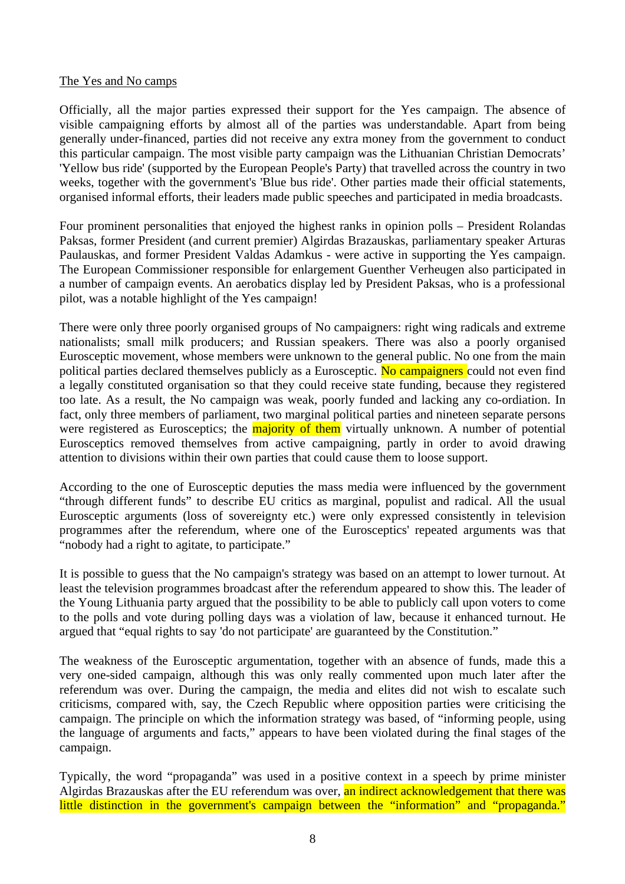<u>The Yes and No camps</u>

Officially, all the major parties expressed their support for the Yes campaign. The absence of visible campaigning efforts by almost all of the parties was understandable. Apart from being generally under-financed, parties did not receive any extra money from the government to conduct this particular campaign. The most visible party campaign was the Lithuanian Christian Democrats' 'Yellow bus ride' (supported by the European People's Party) that travelled across the country in two weeks, together with the government's 'Blue bus ride'. Other parties made their official statements, organised informal efforts, their leaders made public speeches and participated in media broadcasts.

Four prominent personalities that enjoyed the highest ranks in opinion polls – President Rolandas Paksas, former President (and current premier) Algirdas Brazauskas, parliamentary speaker Arturas Paulauskas, and former President Valdas Adamkus - were active in supporting the Yes campaign. The European Commissioner responsible for enlargement Guenther Verheugen also participated in a number of campaign events. An aerobatics display led by President Paksas, who is a professional pilot, was a notable highlight of the Yes campaign!

There were only three poorly organised groups of No campaigners: right wing radicals and extreme nationalists; small milk producers; and Russian speakers. There was also a poorly organised Eurosceptic movement, whose members were unknown to the general public. No one from the main political parties declared themselves publicly as a Eurosceptic. No campaigners could not even find a legally constituted organisation so that they could receive state funding, because they registered too late. As a result, the No campaign was weak, poorly funded and lacking any co-ordiation. In fact, only three members of parliament, two marginal political parties and nineteen separate persons were registered as Eurosceptics; the majority of them virtually unknown. A number of potential Eurosceptics removed themselves from active campaigning, partly in order to avoid drawing attention to divisions within their own parties that could cause them to loose support.

According to the one of Eurosceptic deputies the mass media were influenced by the government "through different funds" to describe EU critics as marginal, populist and radical. All the usual Eurosceptic arguments (loss of sovereignty etc.) were only expressed consistently in television programmes after the referendum, where one of the Eurosceptics' repeated arguments was that "nobody had a right to agitate, to participate."

It is possible to guess that the No campaign's strategy was based on an attempt to lower turnout. At least the television programmes broadcast after the referendum appeared to show this. The leader of the Young Lithuania party argued that the possibility to be able to publicly call upon voters to come to the polls and vote during polling days was a violation of law, because it enhanced turnout. He argued that "equal rights to say 'do not participate' are guaranteed by the Constitution."

The weakness of the Eurosceptic argumentation, together with an absence of funds, made this a very one-sided campaign, although this was only really commented upon much later after the referendum was over. During the campaign, the media and elites did not wish to escalate such criticisms, compared with, say, the Czech Republic where opposition parties were criticising the campaign. The principle on which the information strategy was based, of "informing people, using the language of arguments and facts," appears to have been violated during the final stages of the campaign.

Typically, the word "propaganda" was used in a positive context in a speech by prime minister Algirdas Brazauskas after the EU referendum was over, an indirect acknowledgement that there was little distinction in the government's campaign between the "information" and "propaganda."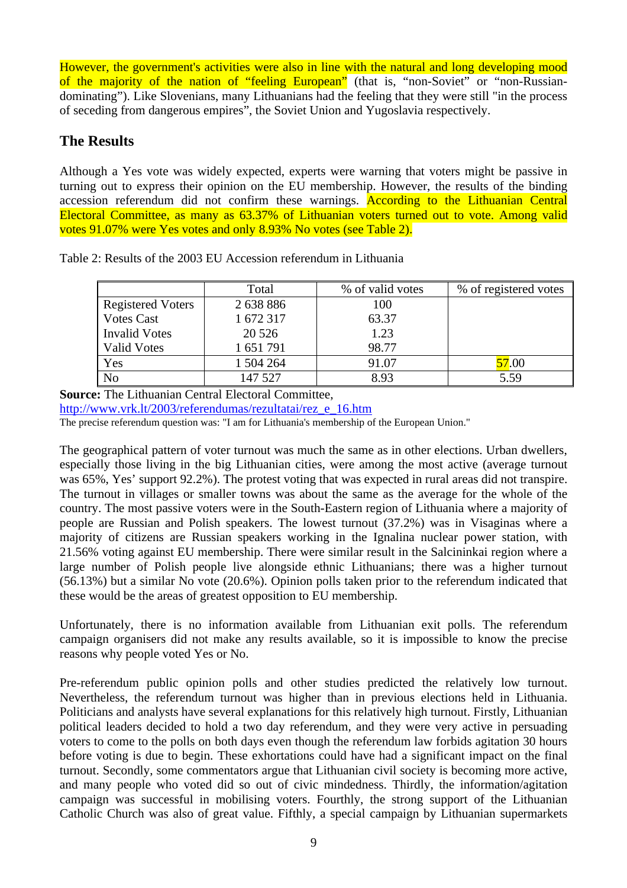However, the government's activities were also in line with the natural and long developing mood of the majority of the nation of “feeling European” (that is, “non-Soviet” or “non-Russian-dominating”). Like Slovenians, many Lithuanians had the feeling that they were still "in the process of seceding from dangerous empires”, the Soviet Union and Yugoslavia respectively.

## The Results

Although a Yes vote was widely expected, experts were warning that voters might be passive in turning out to express their opinion on the EU membership. However, the results of the binding accession referendum did not confirm these warnings. According to the Lithuanian Central Electoral Committee, as many as 63.37% of Lithuanian voters turned out to vote. Among valid votes 91.07% were Yes votes and only 8.93% No votes (see Table 2).

Table 2: Results of the 2003 EU Accession referendum in Lithuania

| | Total | % of valid votes | % of registered votes |
|---|---|---|---|
| Registered Voters | 2 638 886 | 100 | |
| Votes Cast | 1 672 317 | 63.37 | |
| Invalid Votes | 20 526 | 1.23 | |
| Valid Votes | 1 651 791 | 98.77 | |
| Yes | 1 504 264 | 91.07 | 57.00 |
| No | 147 527 | 8.93 | 5.59 |

**Source:** The Lithuanian Central Electoral Committee, http://www.vrk.lt/2003/referendumas/rezultatai/rez_e_16.htm

The precise referendum question was: "I am for Lithuania's membership of the European Union."

The geographical pattern of voter turnout was much the same as in other elections. Urban dwellers, especially those living in the big Lithuanian cities, were among the most active (average turnout was 65%, Yes’ support 92.2%). The protest voting that was expected in rural areas did not transpire. The turnout in villages or smaller towns was about the same as the average for the whole of the country. The most passive voters were in the South-Eastern region of Lithuania where a majority of people are Russian and Polish speakers. The lowest turnout (37.2%) was in Visaginas where a majority of citizens are Russian speakers working in the Ignalina nuclear power station, with 21.56% voting against EU membership. There were similar result in the Salcininkai region where a large number of Polish people live alongside ethnic Lithuanians; there was a higher turnout (56.13%) but a similar No vote (20.6%). Opinion polls taken prior to the referendum indicated that these would be the areas of greatest opposition to EU membership.

Unfortunately, there is no information available from Lithuanian exit polls. The referendum campaign organisers did not make any results available, so it is impossible to know the precise reasons why people voted Yes or No.

Pre-referendum public opinion polls and other studies predicted the relatively low turnout. Nevertheless, the referendum turnout was higher than in previous elections held in Lithuania. Politicians and analysts have several explanations for this relatively high turnout. Firstly, Lithuanian political leaders decided to hold a two day referendum, and they were very active in persuading voters to come to the polls on both days even though the referendum law forbids agitation 30 hours before voting is due to begin. These exhortations could have had a significant impact on the final turnout. Secondly, some commentators argue that Lithuanian civil society is becoming more active, and many people who voted did so out of civic mindedness. Thirdly, the information/agitation campaign was successful in mobilising voters. Fourthly, the strong support of the Lithuanian Catholic Church was also of great value. Fifthly, a special campaign by Lithuanian supermarkets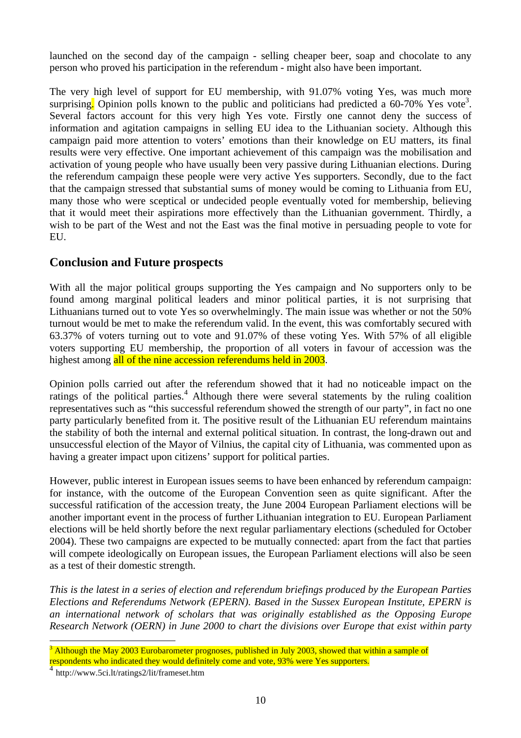launched on the second day of the campaign - selling cheaper beer, soap and chocolate to any person who proved his participation in the referendum - might also have been important.

The very high level of support for EU membership, with 91.07% voting Yes, was much more surprising. Opinion polls known to the public and politicians had predicted a 60-70% Yes vote[3]. Several factors account for this very high Yes vote. Firstly one cannot deny the success of information and agitation campaigns in selling EU idea to the Lithuanian society. Although this campaign paid more attention to voters' emotions than their knowledge on EU matters, its final results were very effective. One important achievement of this campaign was the mobilisation and activation of young people who have usually been very passive during Lithuanian elections. During the referendum campaign these people were very active Yes supporters. Secondly, due to the fact that the campaign stressed that substantial sums of money would be coming to Lithuania from EU, many those who were sceptical or undecided people eventually voted for membership, believing that it would meet their aspirations more effectively than the Lithuanian government. Thirdly, a wish to be part of the West and not the East was the final motive in persuading people to vote for EU.

## Conclusion and Future prospects

With all the major political groups supporting the Yes campaign and No supporters only to be found among marginal political leaders and minor political parties, it is not surprising that Lithuanians turned out to vote Yes so overwhelmingly. The main issue was whether or not the 50% turnout would be met to make the referendum valid. In the event, this was comfortably secured with 63.37% of voters turning out to vote and 91.07% of these voting Yes. With 57% of all eligible voters supporting EU membership, the proportion of all voters in favour of accession was the highest among all of the nine accession referendums held in 2003.

Opinion polls carried out after the referendum showed that it had no noticeable impact on the ratings of the political parties.[4] Although there were several statements by the ruling coalition representatives such as "this successful referendum showed the strength of our party", in fact no one party particularly benefited from it. The positive result of the Lithuanian EU referendum maintains the stability of both the internal and external political situation. In contrast, the long-drawn out and unsuccessful election of the Mayor of Vilnius, the capital city of Lithuania, was commented upon as having a greater impact upon citizens' support for political parties.

However, public interest in European issues seems to have been enhanced by referendum campaign: for instance, with the outcome of the European Convention seen as quite significant. After the successful ratification of the accession treaty, the June 2004 European Parliament elections will be another important event in the process of further Lithuanian integration to EU. European Parliament elections will be held shortly before the next regular parliamentary elections (scheduled for October 2004). These two campaigns are expected to be mutually connected: apart from the fact that parties will compete ideologically on European issues, the European Parliament elections will also be seen as a test of their domestic strength.

*This is the latest in a series of election and referendum briefings produced by the European Parties Elections and Referendums Network (EPERN). Based in the Sussex European Institute, EPERN is an international network of scholars that was originally established as the Opposing Europe Research Network (OERN) in June 2000 to chart the divisions over Europe that exist within party*

---

[3] Although the May 2003 Eurobarometer prognoses, published in July 2003, showed that within a sample of respondents who indicated they would definitely come and vote, 93% were Yes supporters.

[4] http://www.5ci.lt/ratings2/lit/frameset.htm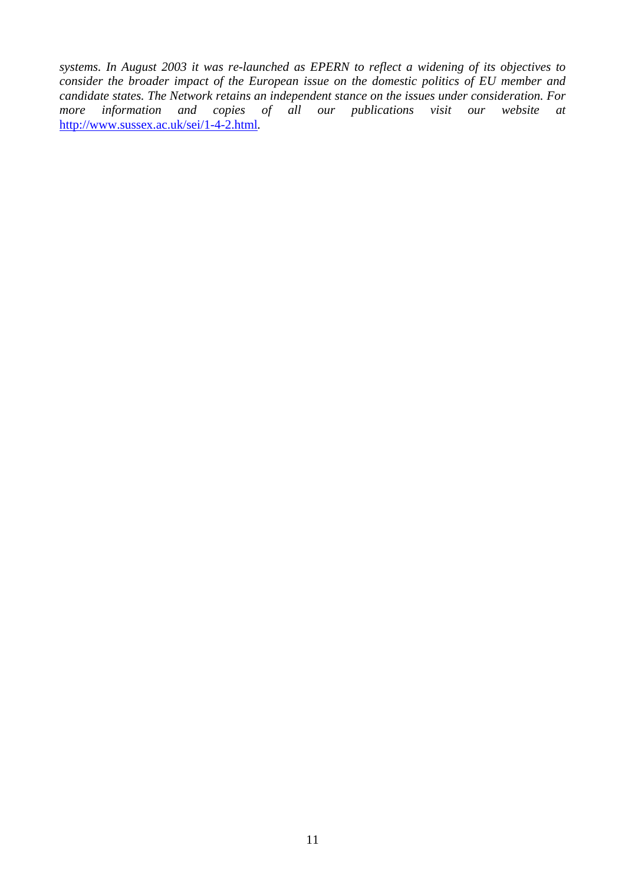*systems. In August 2003 it was re-launched as EPERN to reflect a widening of its objectives to consider the broader impact of the European issue on the domestic politics of EU member and candidate states. The Network retains an independent stance on the issues under consideration. For more information and copies of all our publications visit our website at* [http://www.sussex.ac.uk/sei/1-4-2.html](http://www.sussex.ac.uk/sei/1-4-2.html).